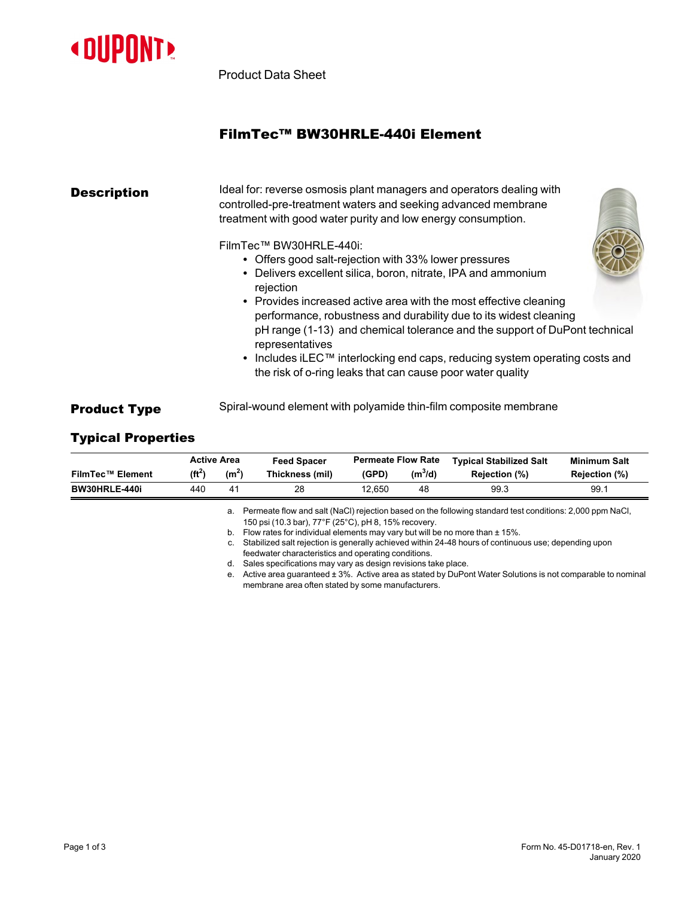DUPONT

Product Data Sheet

# FilmTec™ BW30HRLE-440i Element

## Description

Ideal for: reverse osmosis plant managers and operators dealing with controlled-pre-treatment waters and seeking advanced membrane treatment with good water purity and low energy consumption.

FilmTec™ BW30HRLE-440i:

- Offers good salt-rejection with 33% lower pressures
- Delivers excellent silica, boron, nitrate, IPA and ammonium rejection
- Provides increased active area with the most effective cleaning performance, robustness and durability due to its widest cleaning pH range (1-13) and chemical tolerance and the support of DuPont technical representatives
- Includes iLEC™ interlocking end caps, reducing system operating costs and the risk of o-ring leaks that can cause poor water quality

## Product Type

Spiral-wound element with polyamide thin-film composite membrane

## Typical Properties

| FilmTec™ Element | Active Area ($ft^2$) | Active Area ($m^2$) | Feed Spacer Thickness (mil) | Permeate Flow Rate (GPD) | Permeate Flow Rate ($m^3$/d) | Typical Stabilized Salt Rejection (%) | Minimum Salt Rejection (%) |
|---|---|---|---|---|---|---|---|
| BW30HRLE-440i | 440 | 41 | 28 | 12,650 | 48 | 99.3 | 99.1 |

a. Permeate flow and salt (NaCl) rejection based on the following standard test conditions: 2,000 ppm NaCl, 150 psi (10.3 bar), 77°F (25°C), pH 8, 15% recovery.
b. Flow rates for individual elements may vary but will be no more than ± 15%.
c. Stabilized salt rejection is generally achieved within 24-48 hours of continuous use; depending upon feedwater characteristics and operating conditions.
d. Sales specifications may vary as design revisions take place.
e. Active area guaranteed ± 3%. Active area as stated by DuPont Water Solutions is not comparable to nominal membrane area often stated by some manufacturers.

Form No. 45-D01718-en, Rev. 1
January 2020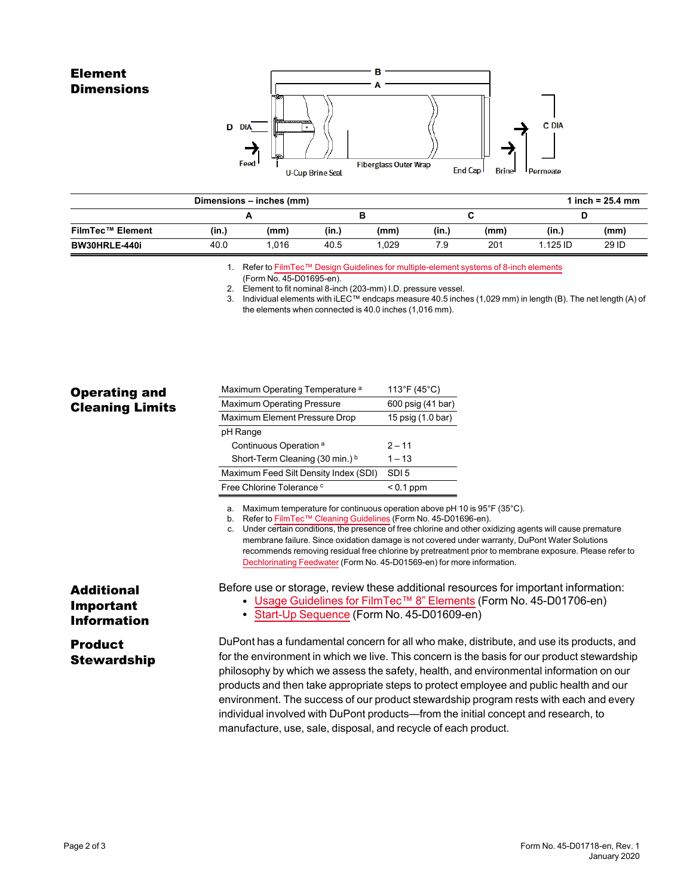## Element Dimensions

| Dimensions – inches (mm) | | | | | | | | 1 inch = 25.4 mm |
|---|---|---|---|---|---|---|---|---|
| | A | | B | | C | | D | |
| FilmTec™ Element | (in.) | (mm) | (in.) | (mm) | (in.) | (mm) | (in.) | (mm) |
| BW30HRLE-440i | 40.0 | 1,016 | 40.5 | 1,029 | 7.9 | 201 | 1.125 ID | 29 ID |

1. Refer to FilmTec™ Design Guidelines for multiple-element systems of 8-inch elements (Form No. 45-D01695-en).
2. Element to fit nominal 8-inch (203-mm) I.D. pressure vessel.
3. Individual elements with iLEC™ endcaps measure 40.5 inches (1,029 mm) in length (B). The net length (A) of the elements when connected is 40.0 inches (1,016 mm).

## Operating and Cleaning Limits

| | |
|---|---|
| Maximum Operating Temperature [a] | 113°F (45°C) |
| Maximum Operating Pressure | 600 psig (41 bar) |
| Maximum Element Pressure Drop | 15 psig (1.0 bar) |
| pH Range | |
| Continuous Operation [a] | 2 – 11 |
| Short-Term Cleaning (30 min.) [b] | 1 – 13 |
| Maximum Feed Silt Density Index (SDI) | SDI 5 |
| Free Chlorine Tolerance [c] | < 0.1 ppm |

a. Maximum temperature for continuous operation above pH 10 is 95°F (35°C).
b. Refer to FilmTec™ Cleaning Guidelines (Form No. 45-D01696-en).
c. Under certain conditions, the presence of free chlorine and other oxidizing agents will cause premature membrane failure. Since oxidation damage is not covered under warranty, DuPont Water Solutions recommends removing residual free chlorine by pretreatment prior to membrane exposure. Please refer to Dechlorinating Feedwater (Form No. 45-D01569-en) for more information.

## Additional Important Information

Before use or storage, review these additional resources for important information:

- Usage Guidelines for FilmTec™ 8" Elements (Form No. 45-D01706-en)
- Start-Up Sequence (Form No. 45-D01609-en)

## Product Stewardship

DuPont has a fundamental concern for all who make, distribute, and use its products, and for the environment in which we live. This concern is the basis for our product stewardship philosophy by which we assess the safety, health, and environmental information on our products and then take appropriate steps to protect employee and public health and our environment. The success of our product stewardship program rests with each and every individual involved with DuPont products—from the initial concept and research, to manufacture, use, sale, disposal, and recycle of each product.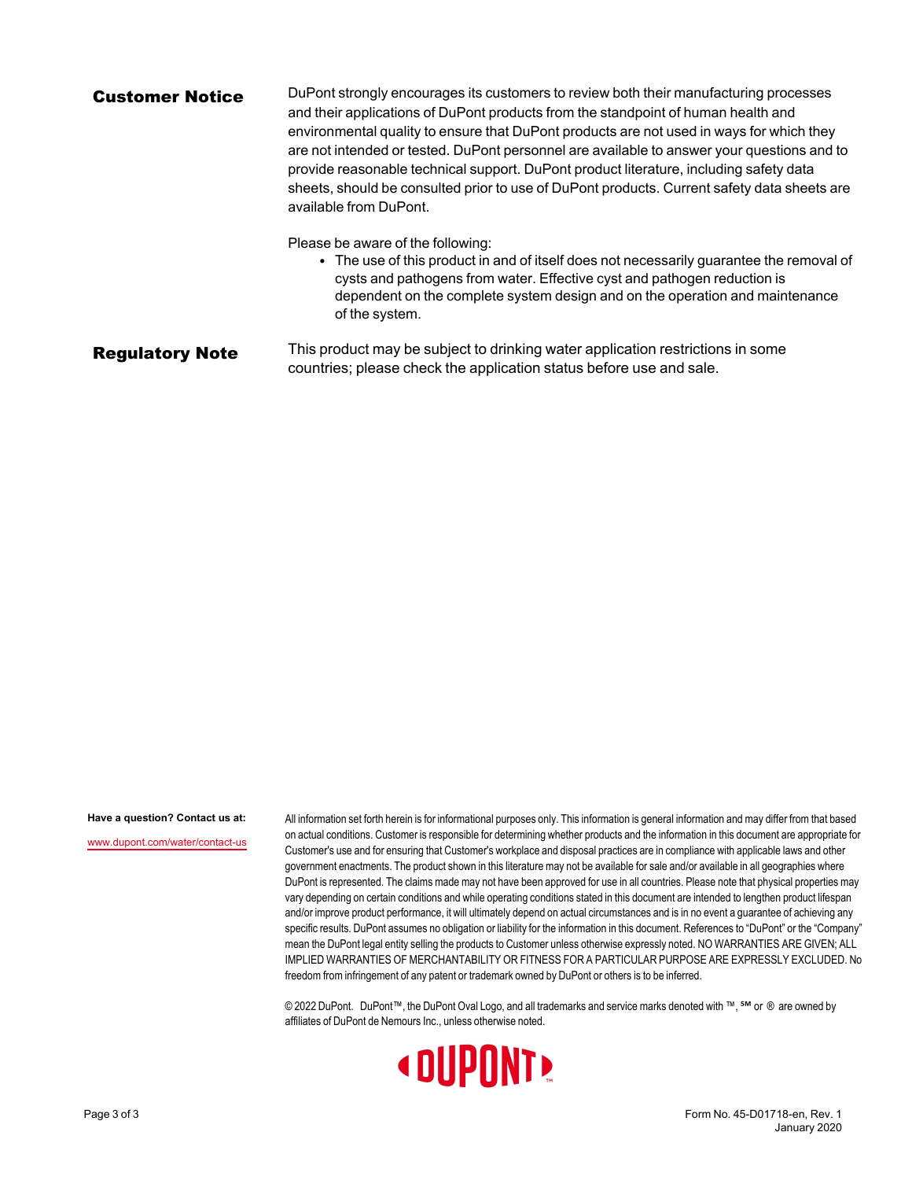## Customer Notice

DuPont strongly encourages its customers to review both their manufacturing processes and their applications of DuPont products from the standpoint of human health and environmental quality to ensure that DuPont products are not used in ways for which they are not intended or tested. DuPont personnel are available to answer your questions and to provide reasonable technical support. DuPont product literature, including safety data sheets, should be consulted prior to use of DuPont products. Current safety data sheets are available from DuPont.

Please be aware of the following:

- The use of this product in and of itself does not necessarily guarantee the removal of cysts and pathogens from water. Effective cyst and pathogen reduction is dependent on the complete system design and on the operation and maintenance of the system.

## Regulatory Note

This product may be subject to drinking water application restrictions in some countries; please check the application status before use and sale.

**Have a question? Contact us at:**

www.dupont.com/water/contact-us

All information set forth herein is for informational purposes only. This information is general information and may differ from that based on actual conditions. Customer is responsible for determining whether products and the information in this document are appropriate for Customer's use and for ensuring that Customer's workplace and disposal practices are in compliance with applicable laws and other government enactments. The product shown in this literature may not be available for sale and/or available in all geographies where DuPont is represented. The claims made may not have been approved for use in all countries. Please note that physical properties may vary depending on certain conditions and while operating conditions stated in this document are intended to lengthen product lifespan and/or improve product performance, it will ultimately depend on actual circumstances and is in no event a guarantee of achieving any specific results. DuPont assumes no obligation or liability for the information in this document. References to "DuPont" or the "Company" mean the DuPont legal entity selling the products to Customer unless otherwise expressly noted. NO WARRANTIES ARE GIVEN; ALL IMPLIED WARRANTIES OF MERCHANTABILITY OR FITNESS FOR A PARTICULAR PURPOSE ARE EXPRESSLY EXCLUDED. No freedom from infringement of any patent or trademark owned by DuPont or others is to be inferred.

© 2022 DuPont. DuPont™, the DuPont Oval Logo, and all trademarks and service marks denoted with ™, ℠ or ® are owned by affiliates of DuPont de Nemours Inc., unless otherwise noted.

Form No. 45-D01718-en, Rev. 1
January 2020